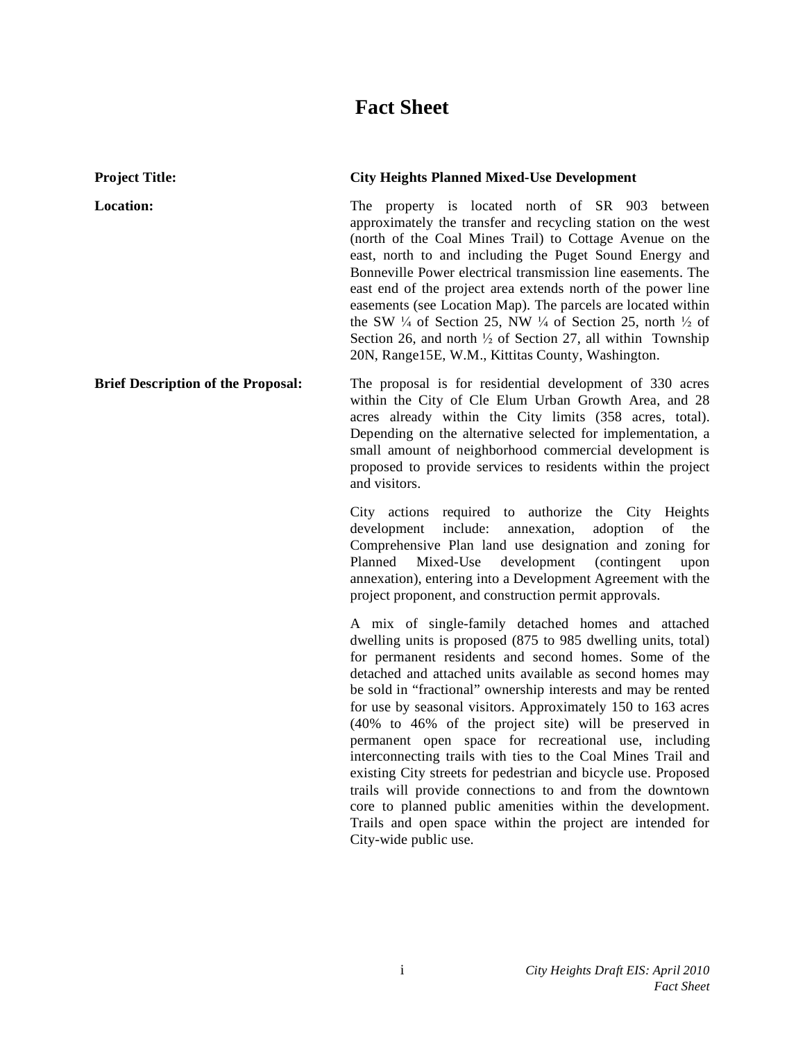# Fact Sheet

**Project Title:** **City Heights Planned Mixed-Use Development**

**Location:** The property is located north of SR 903 between approximately the transfer and recycling station on the west (north of the Coal Mines Trail) to Cottage Avenue on the east, north to and including the Puget Sound Energy and Bonneville Power electrical transmission line easements. The east end of the project area extends north of the power line easements (see Location Map). The parcels are located within the SW ¼ of Section 25, NW ¼ of Section 25, north ½ of Section 26, and north ½ of Section 27, all within Township 20N, Range15E, W.M., Kittitas County, Washington.

**Brief Description of the Proposal:** The proposal is for residential development of 330 acres within the City of Cle Elum Urban Growth Area, and 28 acres already within the City limits (358 acres, total). Depending on the alternative selected for implementation, a small amount of neighborhood commercial development is proposed to provide services to residents within the project and visitors.

City actions required to authorize the City Heights development include: annexation, adoption of the Comprehensive Plan land use designation and zoning for Planned Mixed-Use development (contingent upon annexation), entering into a Development Agreement with the project proponent, and construction permit approvals.

A mix of single-family detached homes and attached dwelling units is proposed (875 to 985 dwelling units, total) for permanent residents and second homes. Some of the detached and attached units available as second homes may be sold in "fractional" ownership interests and may be rented for use by seasonal visitors. Approximately 150 to 163 acres (40% to 46% of the project site) will be preserved in permanent open space for recreational use, including interconnecting trails with ties to the Coal Mines Trail and existing City streets for pedestrian and bicycle use. Proposed trails will provide connections to and from the downtown core to planned public amenities within the development. Trails and open space within the project are intended for City-wide public use.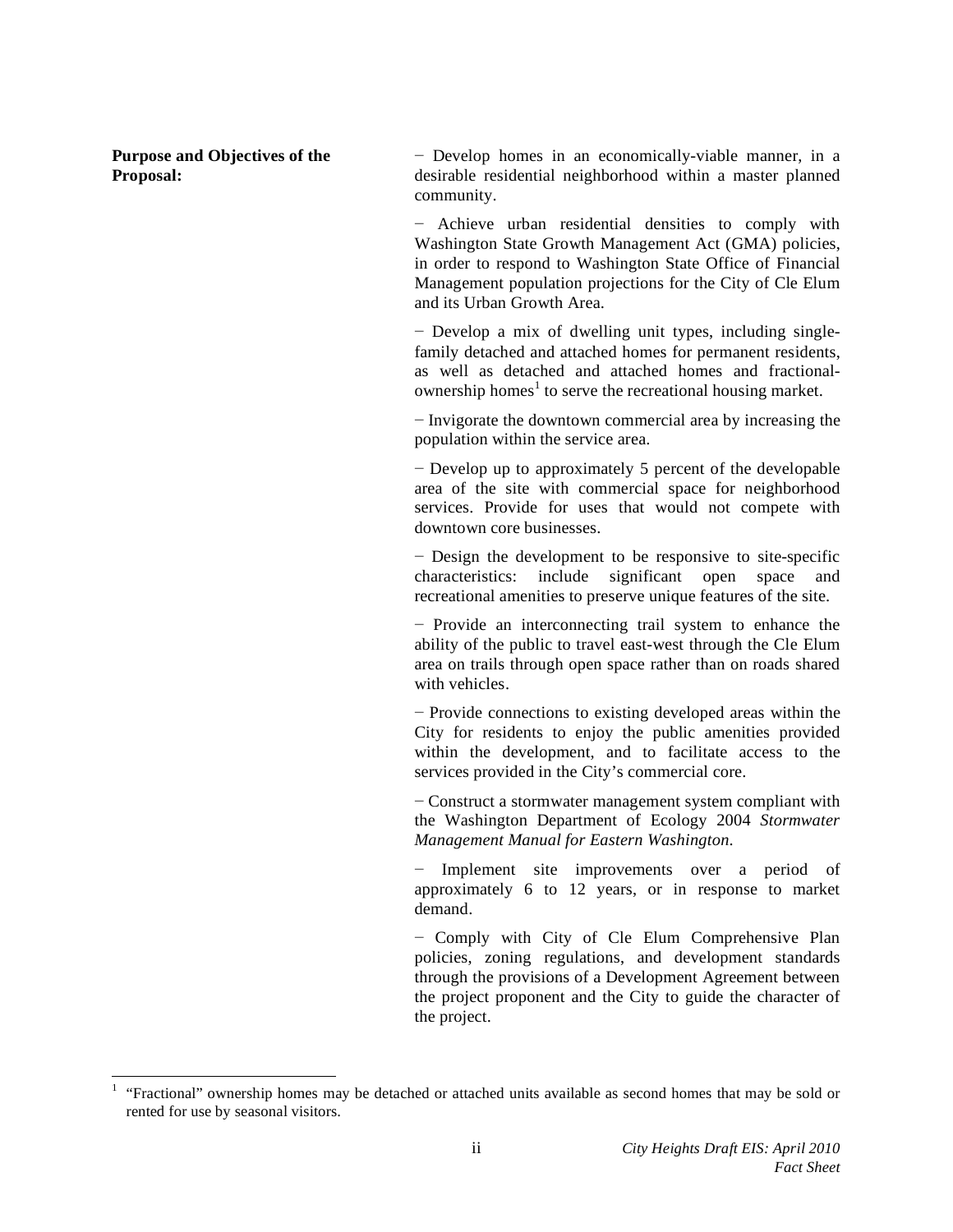**Purpose and Objectives of the Proposal:**

− Develop homes in an economically-viable manner, in a desirable residential neighborhood within a master planned community.

− Achieve urban residential densities to comply with Washington State Growth Management Act (GMA) policies, in order to respond to Washington State Office of Financial Management population projections for the City of Cle Elum and its Urban Growth Area.

− Develop a mix of dwelling unit types, including single-family detached and attached homes for permanent residents, as well as detached and attached homes and fractional-ownership homes[1] to serve the recreational housing market.

− Invigorate the downtown commercial area by increasing the population within the service area.

− Develop up to approximately 5 percent of the developable area of the site with commercial space for neighborhood services. Provide for uses that would not compete with downtown core businesses.

− Design the development to be responsive to site-specific characteristics: include significant open space and recreational amenities to preserve unique features of the site.

− Provide an interconnecting trail system to enhance the ability of the public to travel east-west through the Cle Elum area on trails through open space rather than on roads shared with vehicles.

− Provide connections to existing developed areas within the City for residents to enjoy the public amenities provided within the development, and to facilitate access to the services provided in the City's commercial core.

− Construct a stormwater management system compliant with the Washington Department of Ecology 2004 *Stormwater Management Manual for Eastern Washington*.

− Implement site improvements over a period of approximately 6 to 12 years, or in response to market demand.

− Comply with City of Cle Elum Comprehensive Plan policies, zoning regulations, and development standards through the provisions of a Development Agreement between the project proponent and the City to guide the character of the project.

[1] "Fractional" ownership homes may be detached or attached units available as second homes that may be sold or rented for use by seasonal visitors.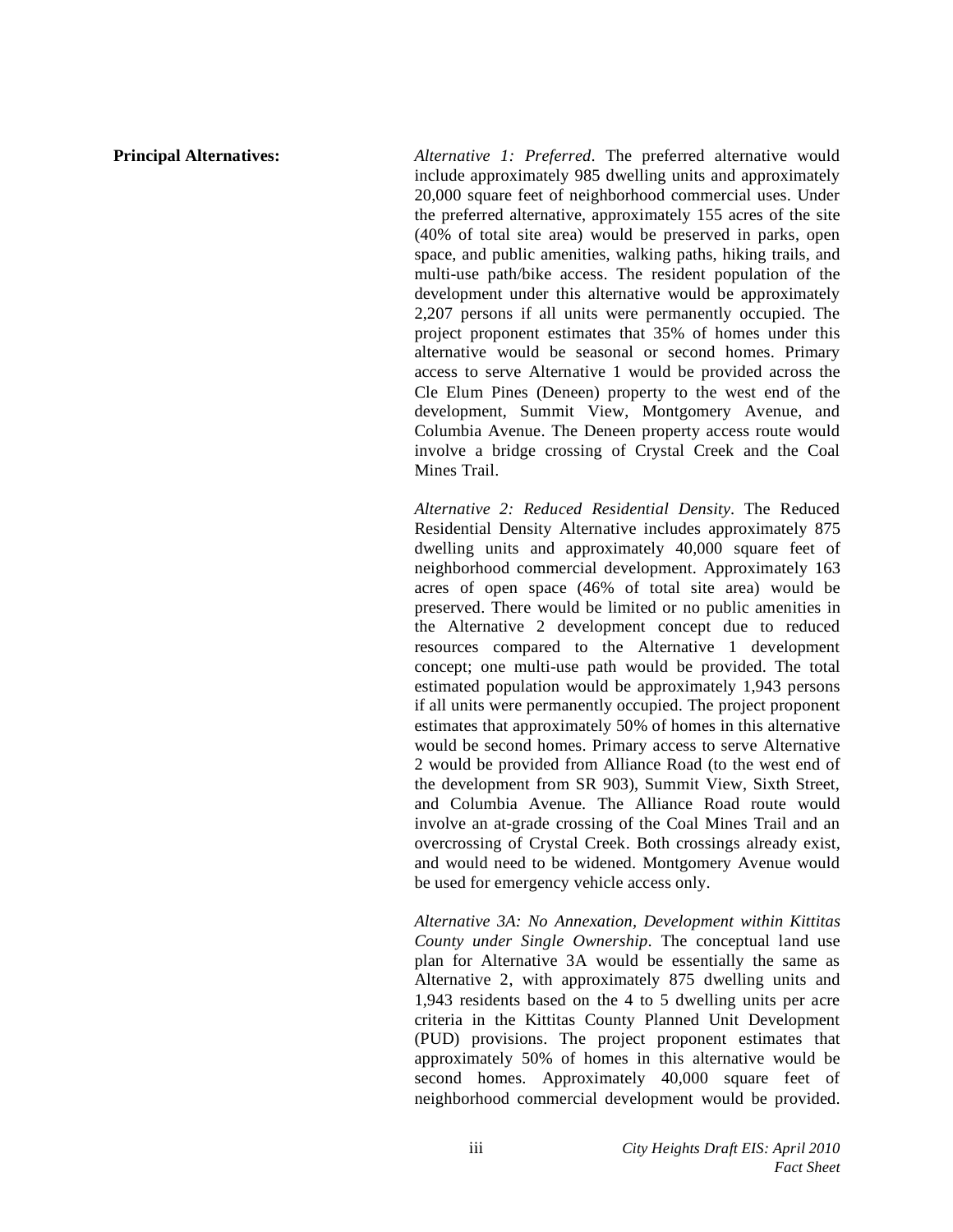**Principal Alternatives:**

*Alternative 1: Preferred*. The preferred alternative would include approximately 985 dwelling units and approximately 20,000 square feet of neighborhood commercial uses. Under the preferred alternative, approximately 155 acres of the site (40% of total site area) would be preserved in parks, open space, and public amenities, walking paths, hiking trails, and multi-use path/bike access. The resident population of the development under this alternative would be approximately 2,207 persons if all units were permanently occupied. The project proponent estimates that 35% of homes under this alternative would be seasonal or second homes. Primary access to serve Alternative 1 would be provided across the Cle Elum Pines (Deneen) property to the west end of the development, Summit View, Montgomery Avenue, and Columbia Avenue. The Deneen property access route would involve a bridge crossing of Crystal Creek and the Coal Mines Trail.

*Alternative 2: Reduced Residential Density*. The Reduced Residential Density Alternative includes approximately 875 dwelling units and approximately 40,000 square feet of neighborhood commercial development. Approximately 163 acres of open space (46% of total site area) would be preserved. There would be limited or no public amenities in the Alternative 2 development concept due to reduced resources compared to the Alternative 1 development concept; one multi-use path would be provided. The total estimated population would be approximately 1,943 persons if all units were permanently occupied. The project proponent estimates that approximately 50% of homes in this alternative would be second homes. Primary access to serve Alternative 2 would be provided from Alliance Road (to the west end of the development from SR 903), Summit View, Sixth Street, and Columbia Avenue. The Alliance Road route would involve an at-grade crossing of the Coal Mines Trail and an overcrossing of Crystal Creek. Both crossings already exist, and would need to be widened. Montgomery Avenue would be used for emergency vehicle access only.

*Alternative 3A: No Annexation, Development within Kittitas County under Single Ownership*. The conceptual land use plan for Alternative 3A would be essentially the same as Alternative 2, with approximately 875 dwelling units and 1,943 residents based on the 4 to 5 dwelling units per acre criteria in the Kittitas County Planned Unit Development (PUD) provisions. The project proponent estimates that approximately 50% of homes in this alternative would be second homes. Approximately 40,000 square feet of neighborhood commercial development would be provided.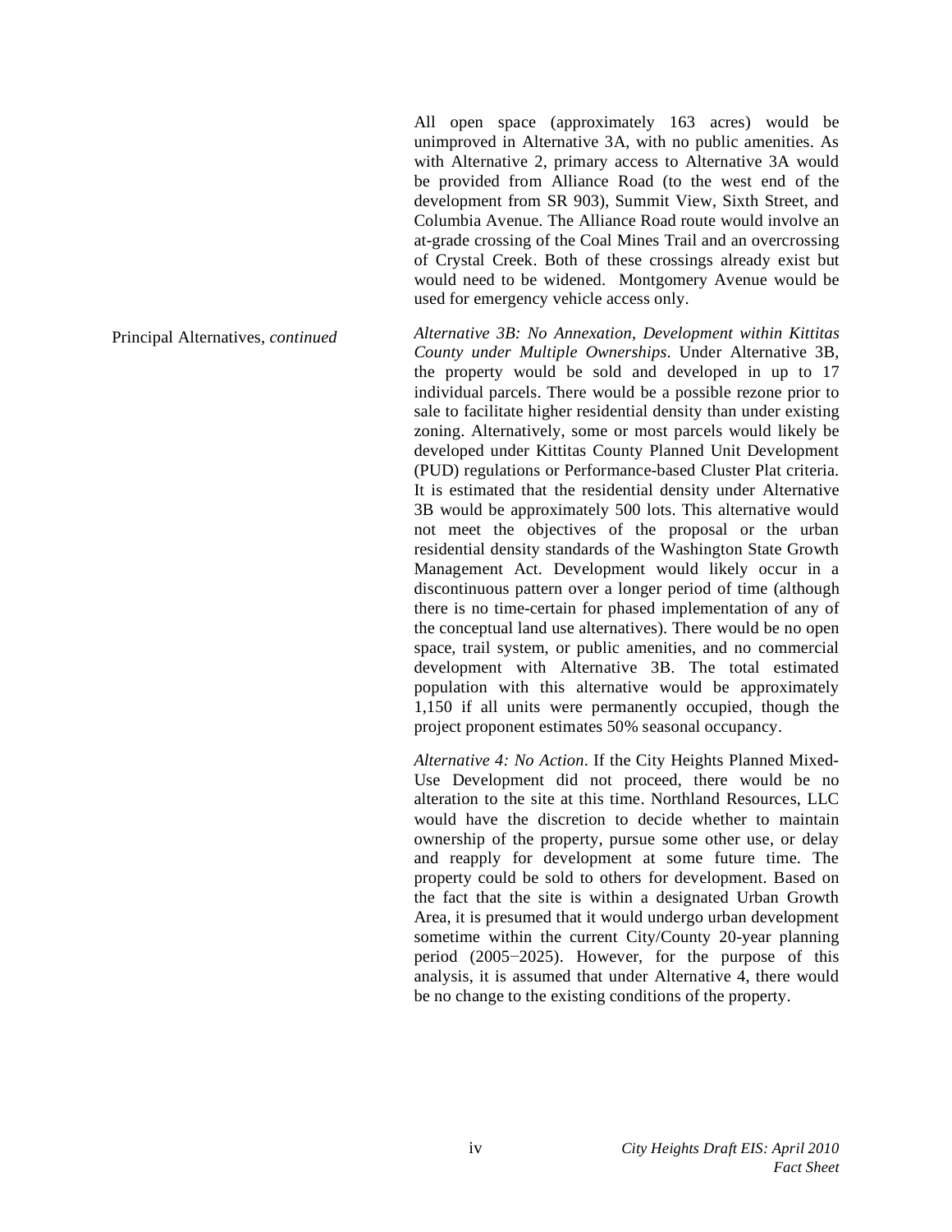All open space (approximately 163 acres) would be unimproved in Alternative 3A, with no public amenities. As with Alternative 2, primary access to Alternative 3A would be provided from Alliance Road (to the west end of the development from SR 903), Summit View, Sixth Street, and Columbia Avenue. The Alliance Road route would involve an at-grade crossing of the Coal Mines Trail and an overcrossing of Crystal Creek. Both of these crossings already exist but would need to be widened. Montgomery Avenue would be used for emergency vehicle access only.

Principal Alternatives, *continued*

*Alternative 3B: No Annexation, Development within Kittitas County under Multiple Ownerships*. Under Alternative 3B, the property would be sold and developed in up to 17 individual parcels. There would be a possible rezone prior to sale to facilitate higher residential density than under existing zoning. Alternatively, some or most parcels would likely be developed under Kittitas County Planned Unit Development (PUD) regulations or Performance-based Cluster Plat criteria. It is estimated that the residential density under Alternative 3B would be approximately 500 lots. This alternative would not meet the objectives of the proposal or the urban residential density standards of the Washington State Growth Management Act. Development would likely occur in a discontinuous pattern over a longer period of time (although there is no time-certain for phased implementation of any of the conceptual land use alternatives). There would be no open space, trail system, or public amenities, and no commercial development with Alternative 3B. The total estimated population with this alternative would be approximately 1,150 if all units were permanently occupied, though the project proponent estimates 50% seasonal occupancy.

*Alternative 4: No Action*. If the City Heights Planned Mixed-Use Development did not proceed, there would be no alteration to the site at this time. Northland Resources, LLC would have the discretion to decide whether to maintain ownership of the property, pursue some other use, or delay and reapply for development at some future time. The property could be sold to others for development. Based on the fact that the site is within a designated Urban Growth Area, it is presumed that it would undergo urban development sometime within the current City/County 20-year planning period (2005−2025). However, for the purpose of this analysis, it is assumed that under Alternative 4, there would be no change to the existing conditions of the property.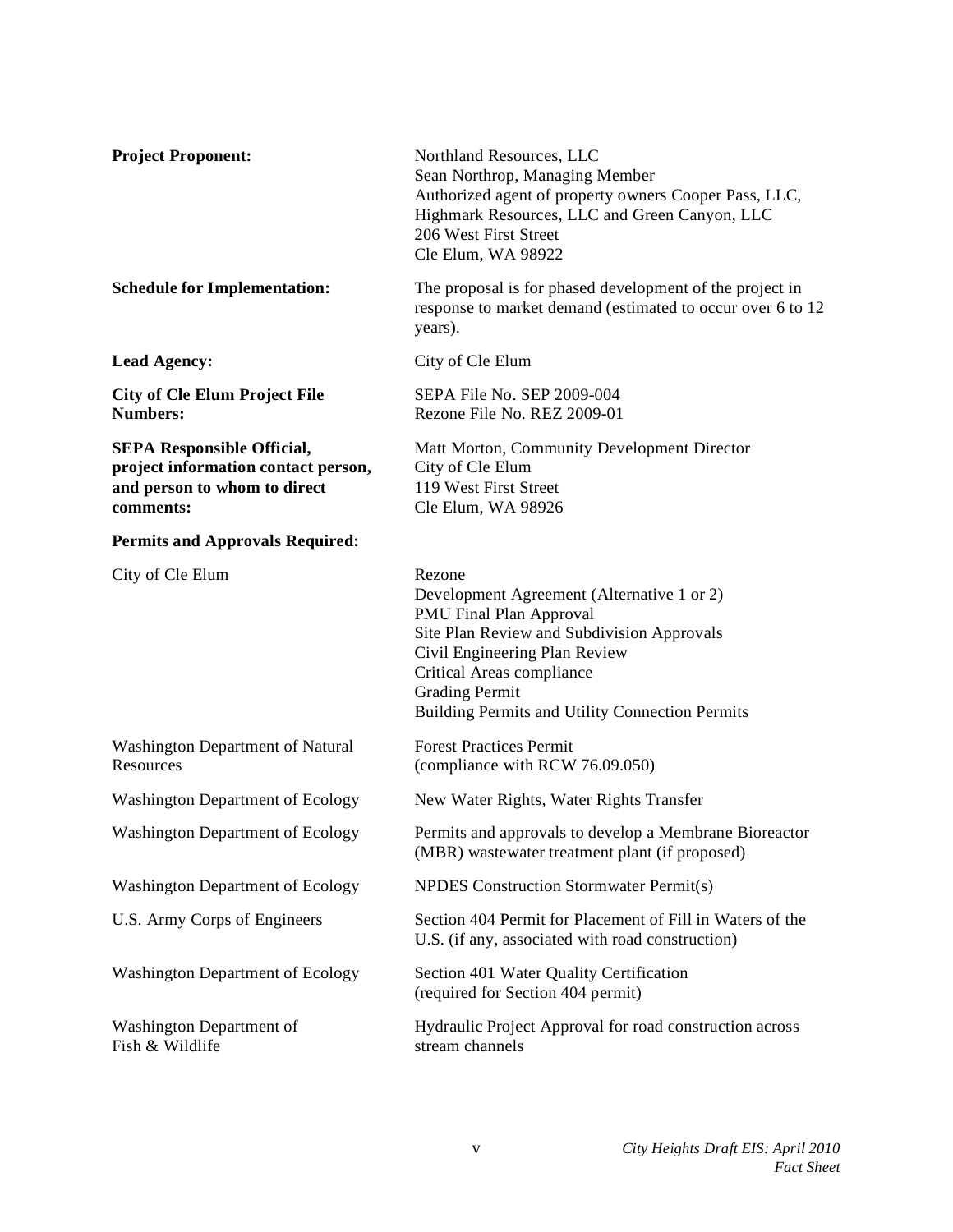**Project Proponent:**
Northland Resources, LLC
Sean Northrop, Managing Member
Authorized agent of property owners Cooper Pass, LLC, Highmark Resources, LLC and Green Canyon, LLC
206 West First Street
Cle Elum, WA 98922

**Schedule for Implementation:**
The proposal is for phased development of the project in response to market demand (estimated to occur over 6 to 12 years).

**Lead Agency:**
City of Cle Elum

**City of Cle Elum Project File Numbers:**
SEPA File No. SEP 2009-004
Rezone File No. REZ 2009-01

**SEPA Responsible Official, project information contact person, and person to whom to direct comments:**
Matt Morton, Community Development Director
City of Cle Elum
119 West First Street
Cle Elum, WA 98926

**Permits and Approvals Required:**

| Agency | Permit/Approval |
|---|---|
| City of Cle Elum | Rezone<br>Development Agreement (Alternative 1 or 2)<br>PMU Final Plan Approval<br>Site Plan Review and Subdivision Approvals<br>Civil Engineering Plan Review<br>Critical Areas compliance<br>Grading Permit<br>Building Permits and Utility Connection Permits |
| Washington Department of Natural Resources | Forest Practices Permit (compliance with RCW 76.09.050) |
| Washington Department of Ecology | New Water Rights, Water Rights Transfer |
| Washington Department of Ecology | Permits and approvals to develop a Membrane Bioreactor (MBR) wastewater treatment plant (if proposed) |
| Washington Department of Ecology | NPDES Construction Stormwater Permit(s) |
| U.S. Army Corps of Engineers | Section 404 Permit for Placement of Fill in Waters of the U.S. (if any, associated with road construction) |
| Washington Department of Ecology | Section 401 Water Quality Certification (required for Section 404 permit) |
| Washington Department of Fish & Wildlife | Hydraulic Project Approval for road construction across stream channels |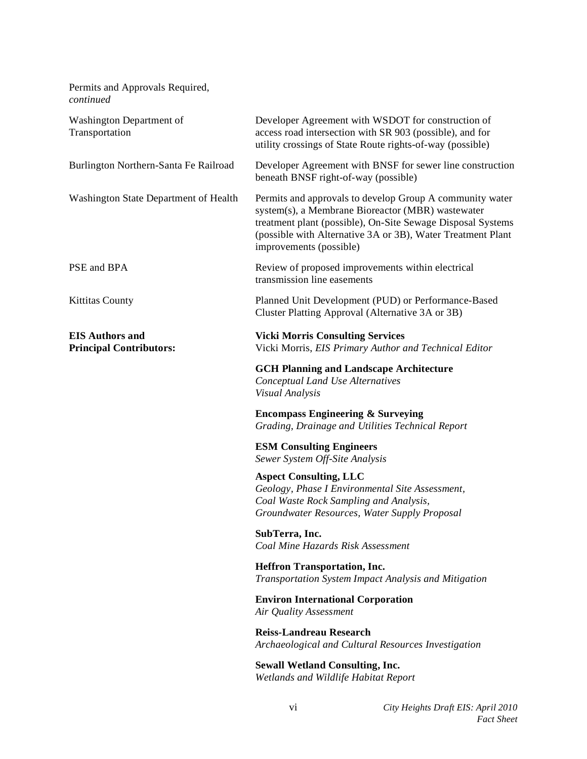Permits and Approvals Required, *continued*

| | |
|---|---|
| Washington Department of Transportation | Developer Agreement with WSDOT for construction of access road intersection with SR 903 (possible), and for utility crossings of State Route rights-of-way (possible) |
| Burlington Northern-Santa Fe Railroad | Developer Agreement with BNSF for sewer line construction beneath BNSF right-of-way (possible) |
| Washington State Department of Health | Permits and approvals to develop Group A community water system(s), a Membrane Bioreactor (MBR) wastewater treatment plant (possible), On-Site Sewage Disposal Systems (possible with Alternative 3A or 3B), Water Treatment Plant improvements (possible) |
| PSE and BPA | Review of proposed improvements within electrical transmission line easements |
| Kittitas County | Planned Unit Development (PUD) or Performance-Based Cluster Platting Approval (Alternative 3A or 3B) |

**EIS Authors and Principal Contributors:**

**Vicki Morris Consulting Services**
Vicki Morris, *EIS Primary Author and Technical Editor*

**GCH Planning and Landscape Architecture**
*Conceptual Land Use Alternatives*
*Visual Analysis*

**Encompass Engineering & Surveying**
*Grading, Drainage and Utilities Technical Report*

**ESM Consulting Engineers**
*Sewer System Off-Site Analysis*

**Aspect Consulting, LLC**
*Geology, Phase I Environmental Site Assessment, Coal Waste Rock Sampling and Analysis, Groundwater Resources, Water Supply Proposal*

**SubTerra, Inc.**
*Coal Mine Hazards Risk Assessment*

**Heffron Transportation, Inc.**
*Transportation System Impact Analysis and Mitigation*

**Environ International Corporation**
*Air Quality Assessment*

**Reiss-Landreau Research**
*Archaeological and Cultural Resources Investigation*

**Sewall Wetland Consulting, Inc.**
*Wetlands and Wildlife Habitat Report*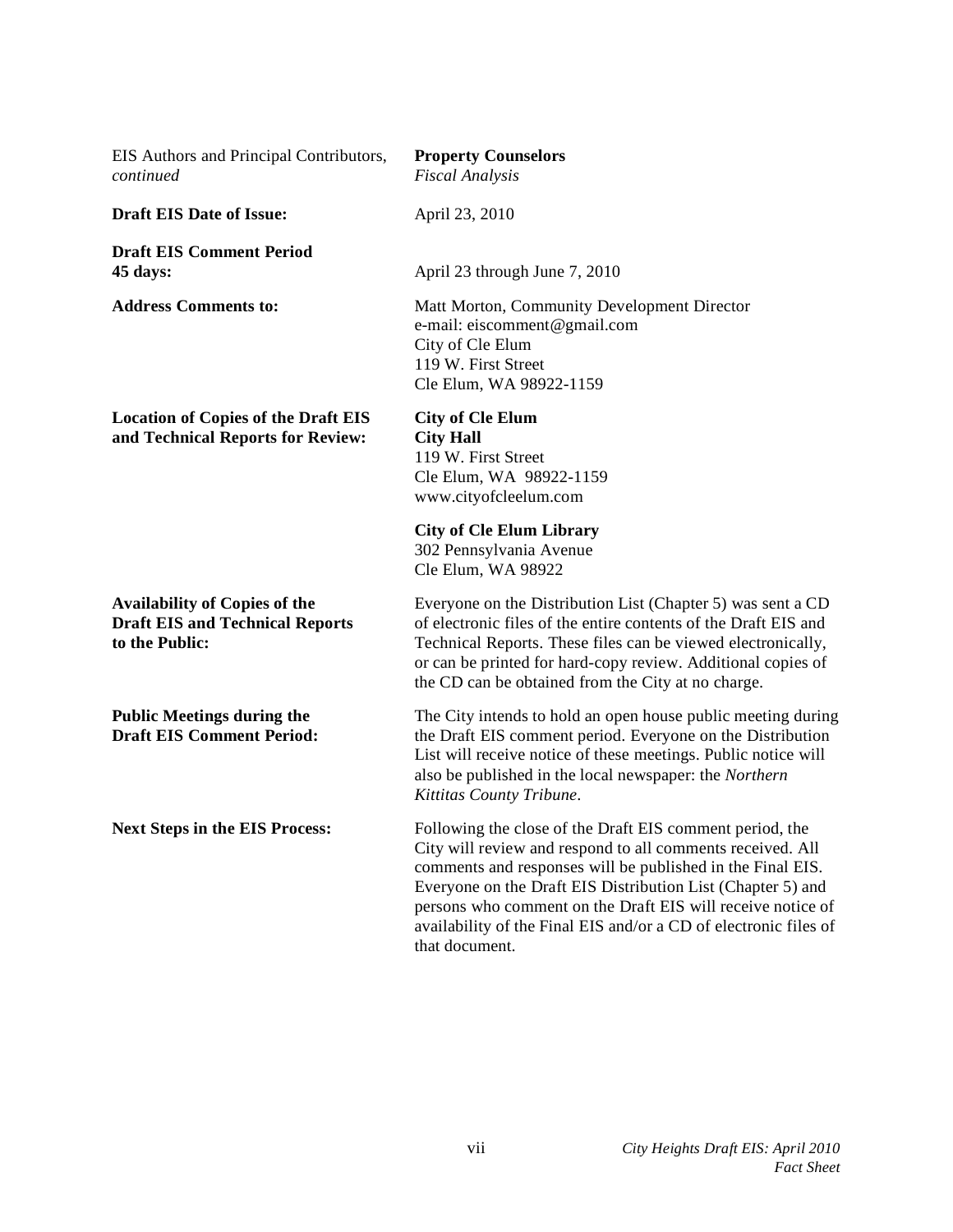EIS Authors and Principal Contributors, *continued*

**Property Counselors**
*Fiscal Analysis*

**Draft EIS Date of Issue:** April 23, 2010

**Draft EIS Comment Period 45 days:** April 23 through June 7, 2010

**Address Comments to:**

Matt Morton, Community Development Director
e-mail: eiscomment@gmail.com
City of Cle Elum
119 W. First Street
Cle Elum, WA 98922-1159

**Location of Copies of the Draft EIS and Technical Reports for Review:**

**City of Cle Elum**
**City Hall**
119 W. First Street
Cle Elum, WA 98922-1159
www.cityofcleelum.com

**City of Cle Elum Library**
302 Pennsylvania Avenue
Cle Elum, WA 98922

**Availability of Copies of the Draft EIS and Technical Reports to the Public:**

Everyone on the Distribution List (Chapter 5) was sent a CD of electronic files of the entire contents of the Draft EIS and Technical Reports. These files can be viewed electronically, or can be printed for hard-copy review. Additional copies of the CD can be obtained from the City at no charge.

**Public Meetings during the Draft EIS Comment Period:**

The City intends to hold an open house public meeting during the Draft EIS comment period. Everyone on the Distribution List will receive notice of these meetings. Public notice will also be published in the local newspaper: the *Northern Kittitas County Tribune*.

**Next Steps in the EIS Process:**

Following the close of the Draft EIS comment period, the City will review and respond to all comments received. All comments and responses will be published in the Final EIS. Everyone on the Draft EIS Distribution List (Chapter 5) and persons who comment on the Draft EIS will receive notice of availability of the Final EIS and/or a CD of electronic files of that document.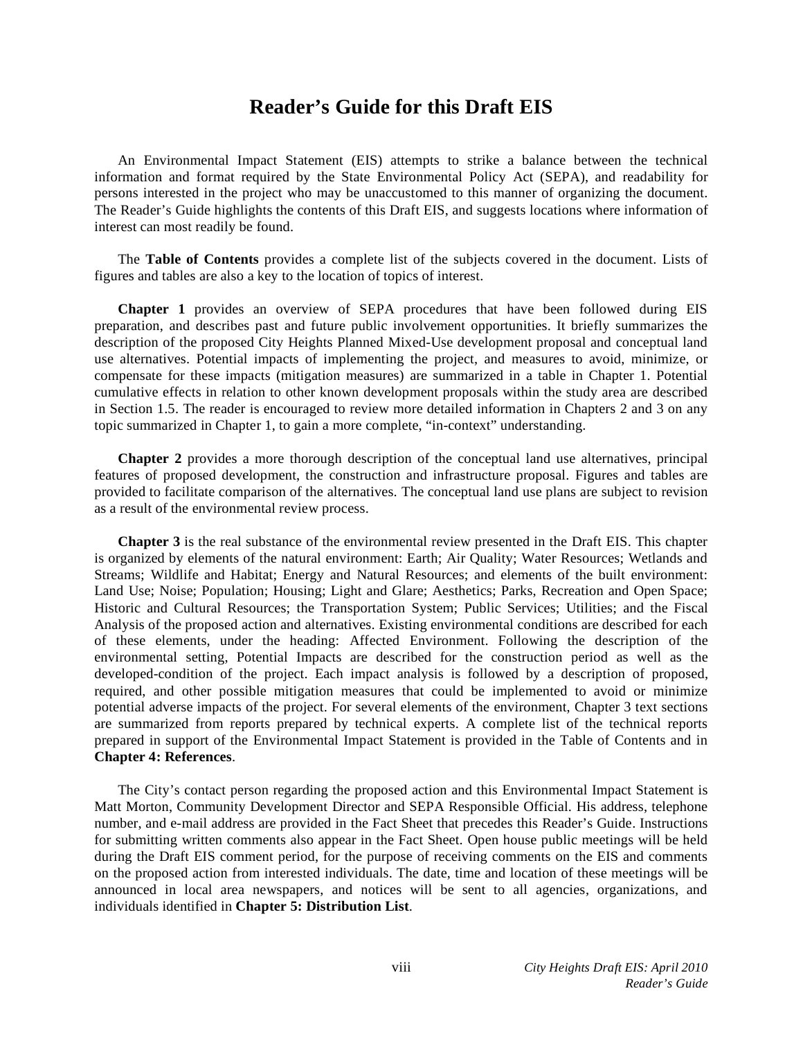# Reader's Guide for this Draft EIS

An Environmental Impact Statement (EIS) attempts to strike a balance between the technical information and format required by the State Environmental Policy Act (SEPA), and readability for persons interested in the project who may be unaccustomed to this manner of organizing the document. The Reader's Guide highlights the contents of this Draft EIS, and suggests locations where information of interest can most readily be found.

The **Table of Contents** provides a complete list of the subjects covered in the document. Lists of figures and tables are also a key to the location of topics of interest.

**Chapter 1** provides an overview of SEPA procedures that have been followed during EIS preparation, and describes past and future public involvement opportunities. It briefly summarizes the description of the proposed City Heights Planned Mixed-Use development proposal and conceptual land use alternatives. Potential impacts of implementing the project, and measures to avoid, minimize, or compensate for these impacts (mitigation measures) are summarized in a table in Chapter 1. Potential cumulative effects in relation to other known development proposals within the study area are described in Section 1.5. The reader is encouraged to review more detailed information in Chapters 2 and 3 on any topic summarized in Chapter 1, to gain a more complete, "in-context" understanding.

**Chapter 2** provides a more thorough description of the conceptual land use alternatives, principal features of proposed development, the construction and infrastructure proposal. Figures and tables are provided to facilitate comparison of the alternatives. The conceptual land use plans are subject to revision as a result of the environmental review process.

**Chapter 3** is the real substance of the environmental review presented in the Draft EIS. This chapter is organized by elements of the natural environment: Earth; Air Quality; Water Resources; Wetlands and Streams; Wildlife and Habitat; Energy and Natural Resources; and elements of the built environment: Land Use; Noise; Population; Housing; Light and Glare; Aesthetics; Parks, Recreation and Open Space; Historic and Cultural Resources; the Transportation System; Public Services; Utilities; and the Fiscal Analysis of the proposed action and alternatives. Existing environmental conditions are described for each of these elements, under the heading: Affected Environment. Following the description of the environmental setting, Potential Impacts are described for the construction period as well as the developed-condition of the project. Each impact analysis is followed by a description of proposed, required, and other possible mitigation measures that could be implemented to avoid or minimize potential adverse impacts of the project. For several elements of the environment, Chapter 3 text sections are summarized from reports prepared by technical experts. A complete list of the technical reports prepared in support of the Environmental Impact Statement is provided in the Table of Contents and in **Chapter 4: References**.

The City's contact person regarding the proposed action and this Environmental Impact Statement is Matt Morton, Community Development Director and SEPA Responsible Official. His address, telephone number, and e-mail address are provided in the Fact Sheet that precedes this Reader's Guide. Instructions for submitting written comments also appear in the Fact Sheet. Open house public meetings will be held during the Draft EIS comment period, for the purpose of receiving comments on the EIS and comments on the proposed action from interested individuals. The date, time and location of these meetings will be announced in local area newspapers, and notices will be sent to all agencies, organizations, and individuals identified in **Chapter 5: Distribution List**.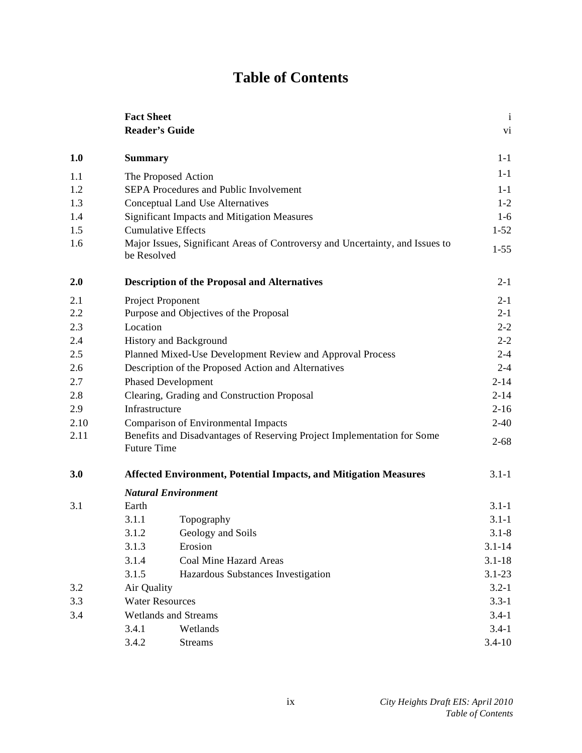# Table of Contents

| | | | |
|---|---|---|---|
| | **Fact Sheet** | | i |
| | **Reader's Guide** | | vi |
| **1.0** | **Summary** | | 1-1 |
| 1.1 | The Proposed Action | | 1-1 |
| 1.2 | SEPA Procedures and Public Involvement | | 1-1 |
| 1.3 | Conceptual Land Use Alternatives | | 1-2 |
| 1.4 | Significant Impacts and Mitigation Measures | | 1-6 |
| 1.5 | Cumulative Effects | | 1-52 |
| 1.6 | Major Issues, Significant Areas of Controversy and Uncertainty, and Issues to be Resolved | | 1-55 |
| **2.0** | **Description of the Proposal and Alternatives** | | 2-1 |
| 2.1 | Project Proponent | | 2-1 |
| 2.2 | Purpose and Objectives of the Proposal | | 2-1 |
| 2.3 | Location | | 2-2 |
| 2.4 | History and Background | | 2-2 |
| 2.5 | Planned Mixed-Use Development Review and Approval Process | | 2-4 |
| 2.6 | Description of the Proposed Action and Alternatives | | 2-4 |
| 2.7 | Phased Development | | 2-14 |
| 2.8 | Clearing, Grading and Construction Proposal | | 2-14 |
| 2.9 | Infrastructure | | 2-16 |
| 2.10 | Comparison of Environmental Impacts | | 2-40 |
| 2.11 | Benefits and Disadvantages of Reserving Project Implementation for Some Future Time | | 2-68 |
| **3.0** | **Affected Environment, Potential Impacts, and Mitigation Measures** | | 3.1-1 |
| | ***Natural Environment*** | | |
| 3.1 | Earth | | 3.1-1 |
| | 3.1.1 | Topography | 3.1-1 |
| | 3.1.2 | Geology and Soils | 3.1-8 |
| | 3.1.3 | Erosion | 3.1-14 |
| | 3.1.4 | Coal Mine Hazard Areas | 3.1-18 |
| | 3.1.5 | Hazardous Substances Investigation | 3.1-23 |
| 3.2 | Air Quality | | 3.2-1 |
| 3.3 | Water Resources | | 3.3-1 |
| 3.4 | Wetlands and Streams | | 3.4-1 |
| | 3.4.1 | Wetlands | 3.4-1 |
| | 3.4.2 | Streams | 3.4-10 |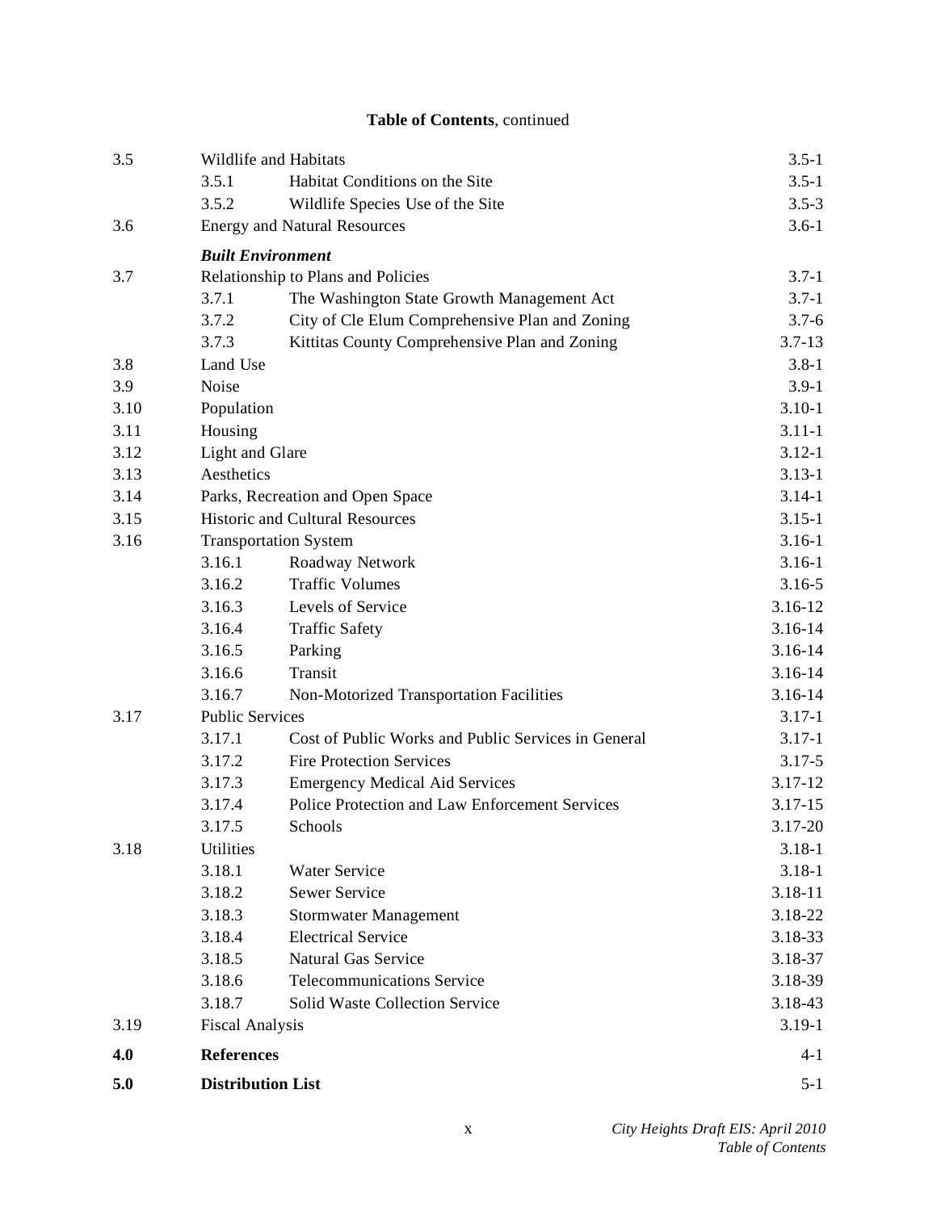**Table of Contents**, continued

| | | | |
|---|---|---|---|
| 3.5 | Wildlife and Habitats | | 3.5-1 |
| | 3.5.1 | Habitat Conditions on the Site | 3.5-1 |
| | 3.5.2 | Wildlife Species Use of the Site | 3.5-3 |
| 3.6 | Energy and Natural Resources | | 3.6-1 |
| | ***Built Environment*** | | |
| 3.7 | Relationship to Plans and Policies | | 3.7-1 |
| | 3.7.1 | The Washington State Growth Management Act | 3.7-1 |
| | 3.7.2 | City of Cle Elum Comprehensive Plan and Zoning | 3.7-6 |
| | 3.7.3 | Kittitas County Comprehensive Plan and Zoning | 3.7-13 |
| 3.8 | Land Use | | 3.8-1 |
| 3.9 | Noise | | 3.9-1 |
| 3.10 | Population | | 3.10-1 |
| 3.11 | Housing | | 3.11-1 |
| 3.12 | Light and Glare | | 3.12-1 |
| 3.13 | Aesthetics | | 3.13-1 |
| 3.14 | Parks, Recreation and Open Space | | 3.14-1 |
| 3.15 | Historic and Cultural Resources | | 3.15-1 |
| 3.16 | Transportation System | | 3.16-1 |
| | 3.16.1 | Roadway Network | 3.16-1 |
| | 3.16.2 | Traffic Volumes | 3.16-5 |
| | 3.16.3 | Levels of Service | 3.16-12 |
| | 3.16.4 | Traffic Safety | 3.16-14 |
| | 3.16.5 | Parking | 3.16-14 |
| | 3.16.6 | Transit | 3.16-14 |
| | 3.16.7 | Non-Motorized Transportation Facilities | 3.16-14 |
| 3.17 | Public Services | | 3.17-1 |
| | 3.17.1 | Cost of Public Works and Public Services in General | 3.17-1 |
| | 3.17.2 | Fire Protection Services | 3.17-5 |
| | 3.17.3 | Emergency Medical Aid Services | 3.17-12 |
| | 3.17.4 | Police Protection and Law Enforcement Services | 3.17-15 |
| | 3.17.5 | Schools | 3.17-20 |
| 3.18 | Utilities | | 3.18-1 |
| | 3.18.1 | Water Service | 3.18-1 |
| | 3.18.2 | Sewer Service | 3.18-11 |
| | 3.18.3 | Stormwater Management | 3.18-22 |
| | 3.18.4 | Electrical Service | 3.18-33 |
| | 3.18.5 | Natural Gas Service | 3.18-37 |
| | 3.18.6 | Telecommunications Service | 3.18-39 |
| | 3.18.7 | Solid Waste Collection Service | 3.18-43 |
| 3.19 | Fiscal Analysis | | 3.19-1 |
| **4.0** | **References** | | 4-1 |
| **5.0** | **Distribution List** | | 5-1 |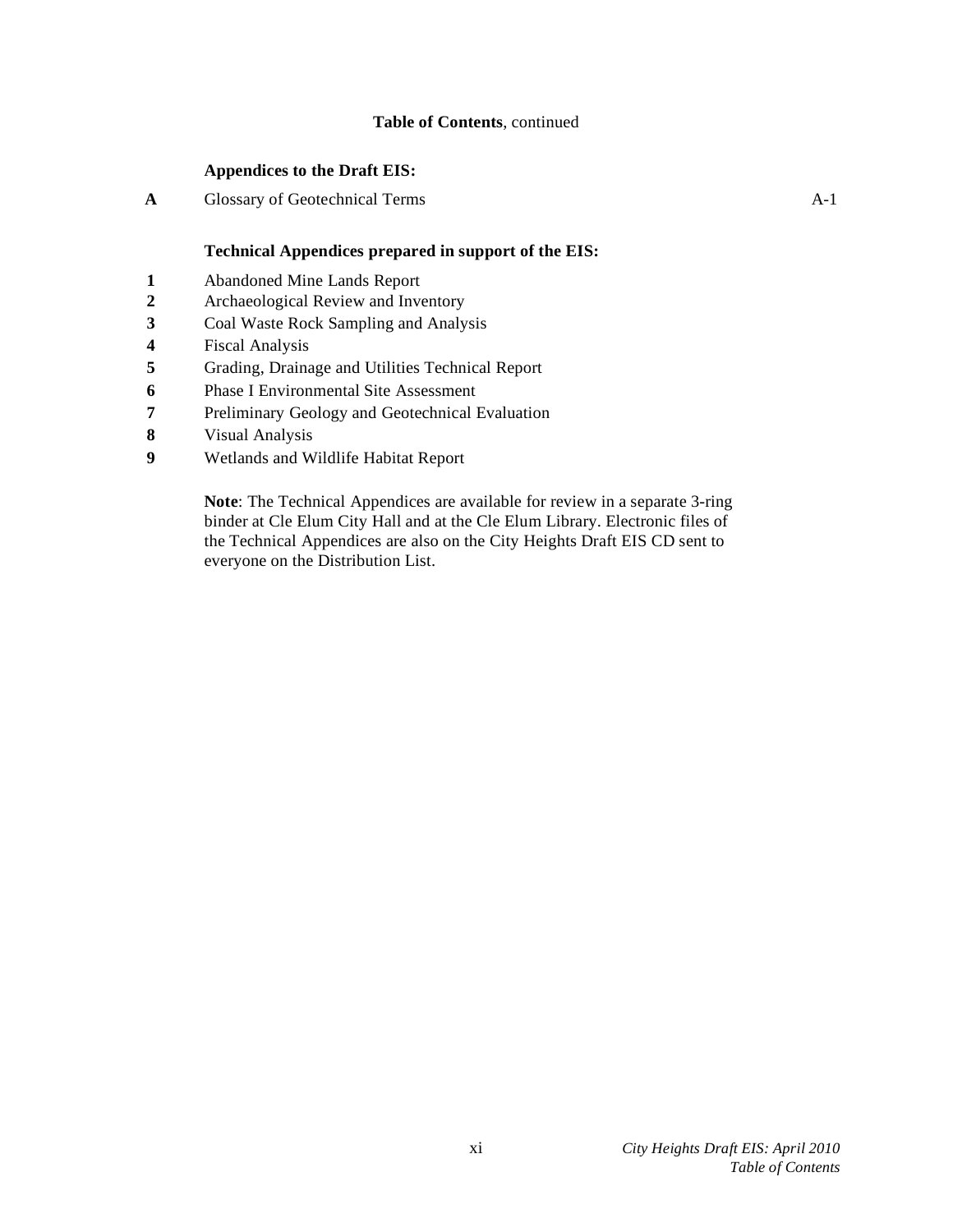**Table of Contents**, continued

**Appendices to the Draft EIS:**

| | | |
|---|---|---|
| **A** | Glossary of Geotechnical Terms | A-1 |

**Technical Appendices prepared in support of the EIS:**

**1** Abandoned Mine Lands Report
**2** Archaeological Review and Inventory
**3** Coal Waste Rock Sampling and Analysis
**4** Fiscal Analysis
**5** Grading, Drainage and Utilities Technical Report
**6** Phase I Environmental Site Assessment
**7** Preliminary Geology and Geotechnical Evaluation
**8** Visual Analysis
**9** Wetlands and Wildlife Habitat Report

**Note**: The Technical Appendices are available for review in a separate 3-ring binder at Cle Elum City Hall and at the Cle Elum Library. Electronic files of the Technical Appendices are also on the City Heights Draft EIS CD sent to everyone on the Distribution List.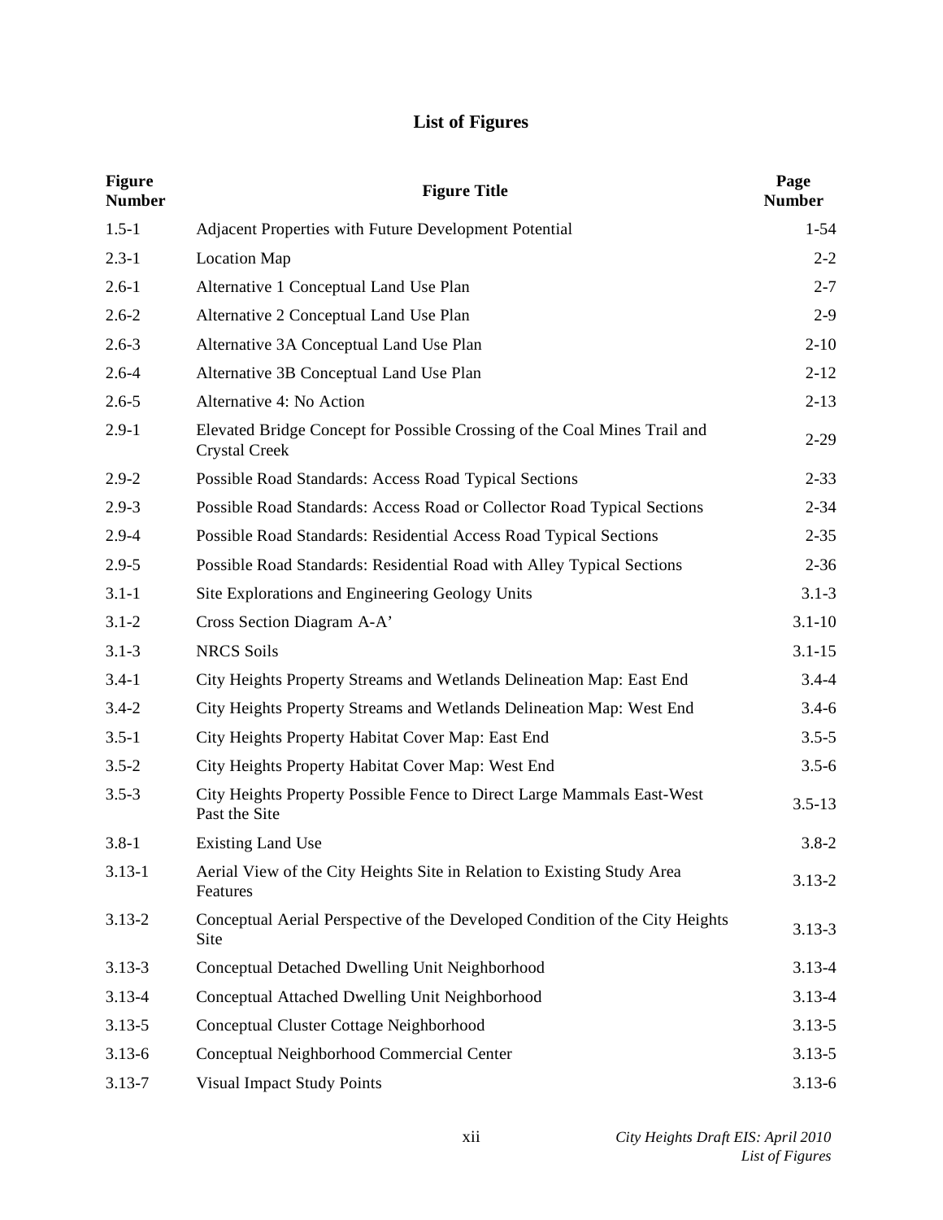# List of Figures

| Figure Number | Figure Title | Page Number |
|---|---|---|
| 1.5-1 | Adjacent Properties with Future Development Potential | 1-54 |
| 2.3-1 | Location Map | 2-2 |
| 2.6-1 | Alternative 1 Conceptual Land Use Plan | 2-7 |
| 2.6-2 | Alternative 2 Conceptual Land Use Plan | 2-9 |
| 2.6-3 | Alternative 3A Conceptual Land Use Plan | 2-10 |
| 2.6-4 | Alternative 3B Conceptual Land Use Plan | 2-12 |
| 2.6-5 | Alternative 4: No Action | 2-13 |
| 2.9-1 | Elevated Bridge Concept for Possible Crossing of the Coal Mines Trail and Crystal Creek | 2-29 |
| 2.9-2 | Possible Road Standards: Access Road Typical Sections | 2-33 |
| 2.9-3 | Possible Road Standards: Access Road or Collector Road Typical Sections | 2-34 |
| 2.9-4 | Possible Road Standards: Residential Access Road Typical Sections | 2-35 |
| 2.9-5 | Possible Road Standards: Residential Road with Alley Typical Sections | 2-36 |
| 3.1-1 | Site Explorations and Engineering Geology Units | 3.1-3 |
| 3.1-2 | Cross Section Diagram A-A’ | 3.1-10 |
| 3.1-3 | NRCS Soils | 3.1-15 |
| 3.4-1 | City Heights Property Streams and Wetlands Delineation Map: East End | 3.4-4 |
| 3.4-2 | City Heights Property Streams and Wetlands Delineation Map: West End | 3.4-6 |
| 3.5-1 | City Heights Property Habitat Cover Map: East End | 3.5-5 |
| 3.5-2 | City Heights Property Habitat Cover Map: West End | 3.5-6 |
| 3.5-3 | City Heights Property Possible Fence to Direct Large Mammals East-West Past the Site | 3.5-13 |
| 3.8-1 | Existing Land Use | 3.8-2 |
| 3.13-1 | Aerial View of the City Heights Site in Relation to Existing Study Area Features | 3.13-2 |
| 3.13-2 | Conceptual Aerial Perspective of the Developed Condition of the City Heights Site | 3.13-3 |
| 3.13-3 | Conceptual Detached Dwelling Unit Neighborhood | 3.13-4 |
| 3.13-4 | Conceptual Attached Dwelling Unit Neighborhood | 3.13-4 |
| 3.13-5 | Conceptual Cluster Cottage Neighborhood | 3.13-5 |
| 3.13-6 | Conceptual Neighborhood Commercial Center | 3.13-5 |
| 3.13-7 | Visual Impact Study Points | 3.13-6 |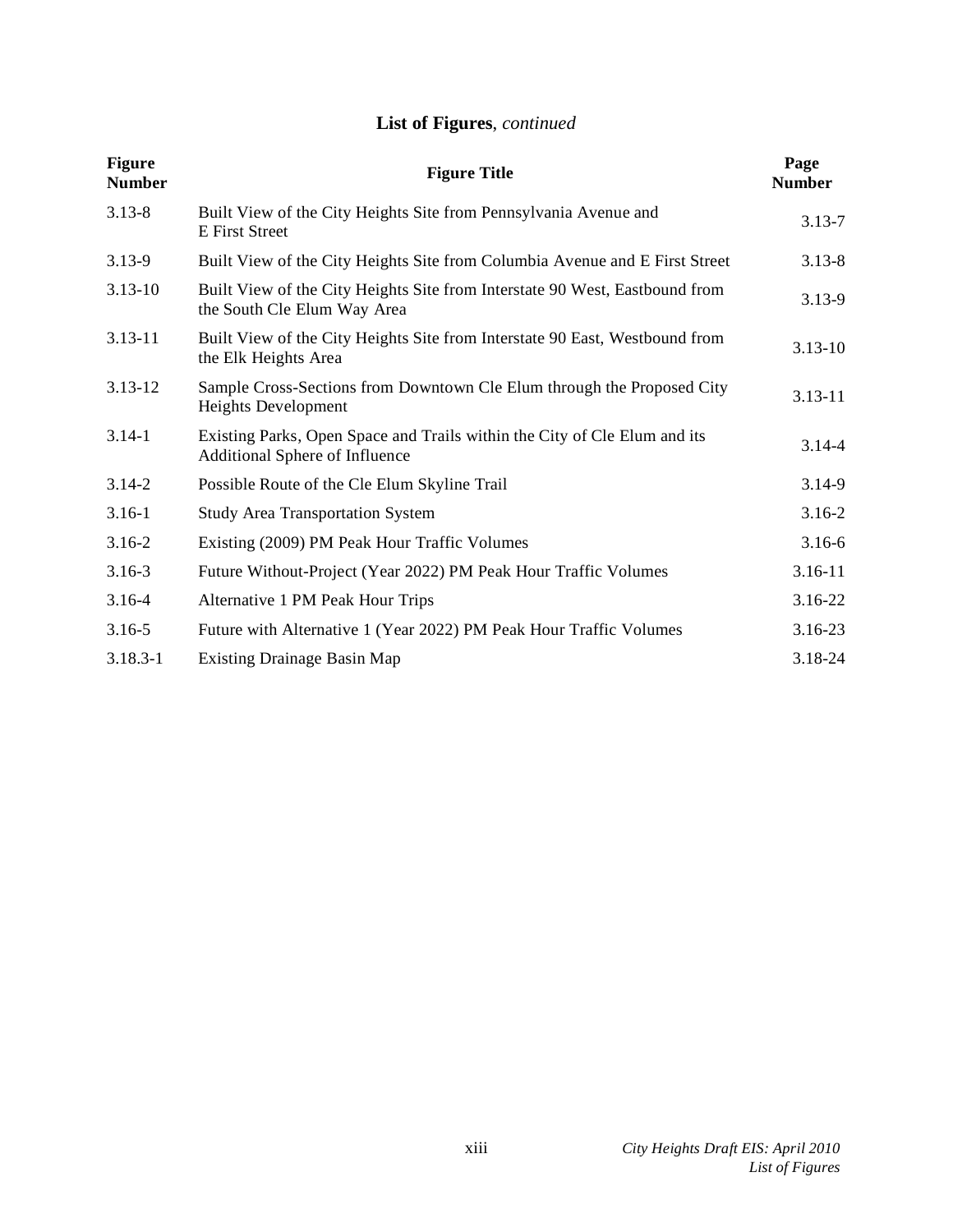## **List of Figures**, *continued*

| Figure Number | Figure Title | Page Number |
|---|---|---|
| 3.13-8 | Built View of the City Heights Site from Pennsylvania Avenue and E First Street | 3.13-7 |
| 3.13-9 | Built View of the City Heights Site from Columbia Avenue and E First Street | 3.13-8 |
| 3.13-10 | Built View of the City Heights Site from Interstate 90 West, Eastbound from the South Cle Elum Way Area | 3.13-9 |
| 3.13-11 | Built View of the City Heights Site from Interstate 90 East, Westbound from the Elk Heights Area | 3.13-10 |
| 3.13-12 | Sample Cross-Sections from Downtown Cle Elum through the Proposed City Heights Development | 3.13-11 |
| 3.14-1 | Existing Parks, Open Space and Trails within the City of Cle Elum and its Additional Sphere of Influence | 3.14-4 |
| 3.14-2 | Possible Route of the Cle Elum Skyline Trail | 3.14-9 |
| 3.16-1 | Study Area Transportation System | 3.16-2 |
| 3.16-2 | Existing (2009) PM Peak Hour Traffic Volumes | 3.16-6 |
| 3.16-3 | Future Without-Project (Year 2022) PM Peak Hour Traffic Volumes | 3.16-11 |
| 3.16-4 | Alternative 1 PM Peak Hour Trips | 3.16-22 |
| 3.16-5 | Future with Alternative 1 (Year 2022) PM Peak Hour Traffic Volumes | 3.16-23 |
| 3.18.3-1 | Existing Drainage Basin Map | 3.18-24 |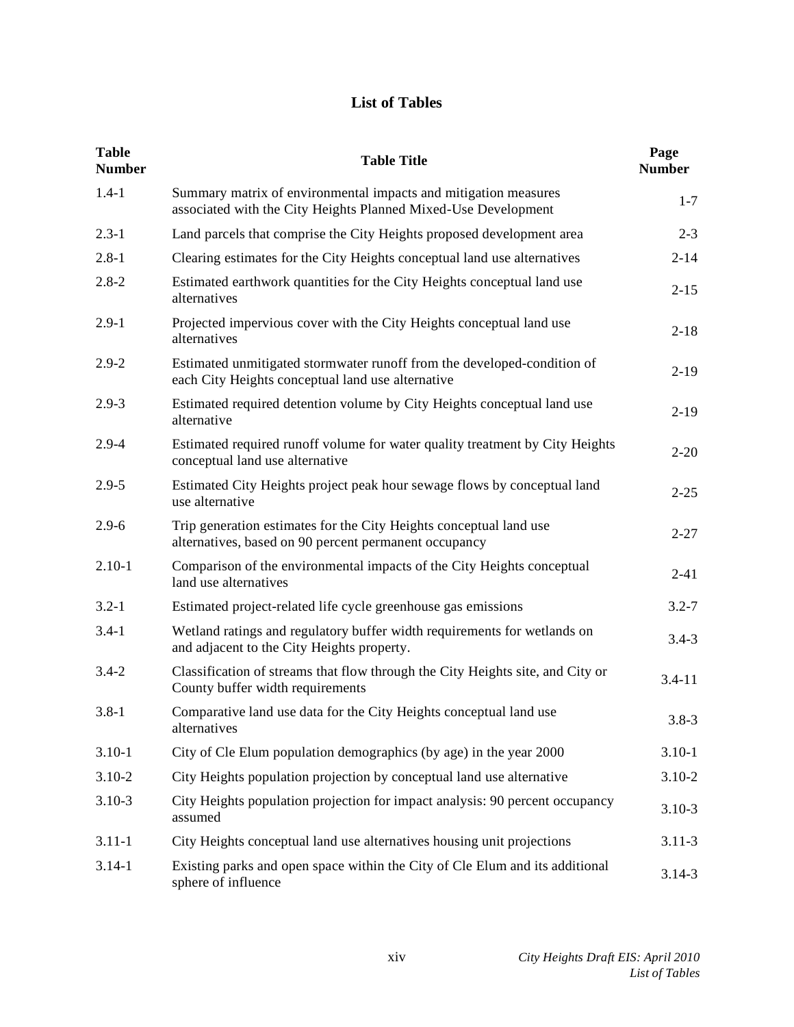## List of Tables

| Table Number | Table Title | Page Number |
|---|---|---|
| 1.4-1 | Summary matrix of environmental impacts and mitigation measures associated with the City Heights Planned Mixed-Use Development | 1-7 |
| 2.3-1 | Land parcels that comprise the City Heights proposed development area | 2-3 |
| 2.8-1 | Clearing estimates for the City Heights conceptual land use alternatives | 2-14 |
| 2.8-2 | Estimated earthwork quantities for the City Heights conceptual land use alternatives | 2-15 |
| 2.9-1 | Projected impervious cover with the City Heights conceptual land use alternatives | 2-18 |
| 2.9-2 | Estimated unmitigated stormwater runoff from the developed-condition of each City Heights conceptual land use alternative | 2-19 |
| 2.9-3 | Estimated required detention volume by City Heights conceptual land use alternative | 2-19 |
| 2.9-4 | Estimated required runoff volume for water quality treatment by City Heights conceptual land use alternative | 2-20 |
| 2.9-5 | Estimated City Heights project peak hour sewage flows by conceptual land use alternative | 2-25 |
| 2.9-6 | Trip generation estimates for the City Heights conceptual land use alternatives, based on 90 percent permanent occupancy | 2-27 |
| 2.10-1 | Comparison of the environmental impacts of the City Heights conceptual land use alternatives | 2-41 |
| 3.2-1 | Estimated project-related life cycle greenhouse gas emissions | 3.2-7 |
| 3.4-1 | Wetland ratings and regulatory buffer width requirements for wetlands on and adjacent to the City Heights property. | 3.4-3 |
| 3.4-2 | Classification of streams that flow through the City Heights site, and City or County buffer width requirements | 3.4-11 |
| 3.8-1 | Comparative land use data for the City Heights conceptual land use alternatives | 3.8-3 |
| 3.10-1 | City of Cle Elum population demographics (by age) in the year 2000 | 3.10-1 |
| 3.10-2 | City Heights population projection by conceptual land use alternative | 3.10-2 |
| 3.10-3 | City Heights population projection for impact analysis: 90 percent occupancy assumed | 3.10-3 |
| 3.11-1 | City Heights conceptual land use alternatives housing unit projections | 3.11-3 |
| 3.14-1 | Existing parks and open space within the City of Cle Elum and its additional sphere of influence | 3.14-3 |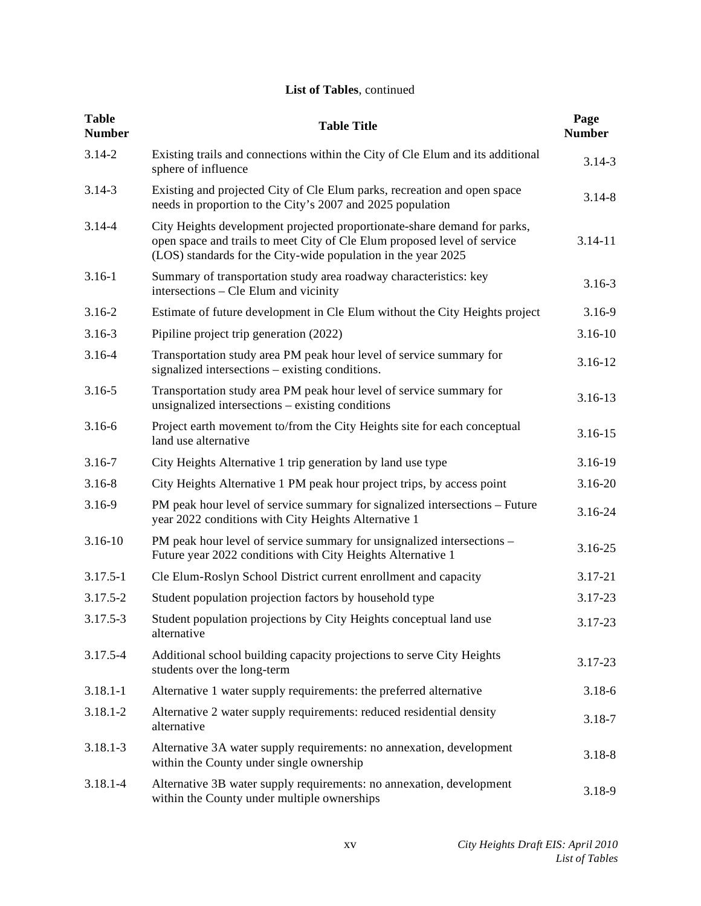**List of Tables**, continued

| Table Number | Table Title | Page Number |
|---|---|---|
| 3.14-2 | Existing trails and connections within the City of Cle Elum and its additional sphere of influence | 3.14-3 |
| 3.14-3 | Existing and projected City of Cle Elum parks, recreation and open space needs in proportion to the City's 2007 and 2025 population | 3.14-8 |
| 3.14-4 | City Heights development projected proportionate-share demand for parks, open space and trails to meet City of Cle Elum proposed level of service (LOS) standards for the City-wide population in the year 2025 | 3.14-11 |
| 3.16-1 | Summary of transportation study area roadway characteristics: key intersections – Cle Elum and vicinity | 3.16-3 |
| 3.16-2 | Estimate of future development in Cle Elum without the City Heights project | 3.16-9 |
| 3.16-3 | Pipiline project trip generation (2022) | 3.16-10 |
| 3.16-4 | Transportation study area PM peak hour level of service summary for signalized intersections – existing conditions. | 3.16-12 |
| 3.16-5 | Transportation study area PM peak hour level of service summary for unsignalized intersections – existing conditions | 3.16-13 |
| 3.16-6 | Project earth movement to/from the City Heights site for each conceptual land use alternative | 3.16-15 |
| 3.16-7 | City Heights Alternative 1 trip generation by land use type | 3.16-19 |
| 3.16-8 | City Heights Alternative 1 PM peak hour project trips, by access point | 3.16-20 |
| 3.16-9 | PM peak hour level of service summary for signalized intersections – Future year 2022 conditions with City Heights Alternative 1 | 3.16-24 |
| 3.16-10 | PM peak hour level of service summary for unsignalized intersections – Future year 2022 conditions with City Heights Alternative 1 | 3.16-25 |
| 3.17.5-1 | Cle Elum-Roslyn School District current enrollment and capacity | 3.17-21 |
| 3.17.5-2 | Student population projection factors by household type | 3.17-23 |
| 3.17.5-3 | Student population projections by City Heights conceptual land use alternative | 3.17-23 |
| 3.17.5-4 | Additional school building capacity projections to serve City Heights students over the long-term | 3.17-23 |
| 3.18.1-1 | Alternative 1 water supply requirements: the preferred alternative | 3.18-6 |
| 3.18.1-2 | Alternative 2 water supply requirements: reduced residential density alternative | 3.18-7 |
| 3.18.1-3 | Alternative 3A water supply requirements: no annexation, development within the County under single ownership | 3.18-8 |
| 3.18.1-4 | Alternative 3B water supply requirements: no annexation, development within the County under multiple ownerships | 3.18-9 |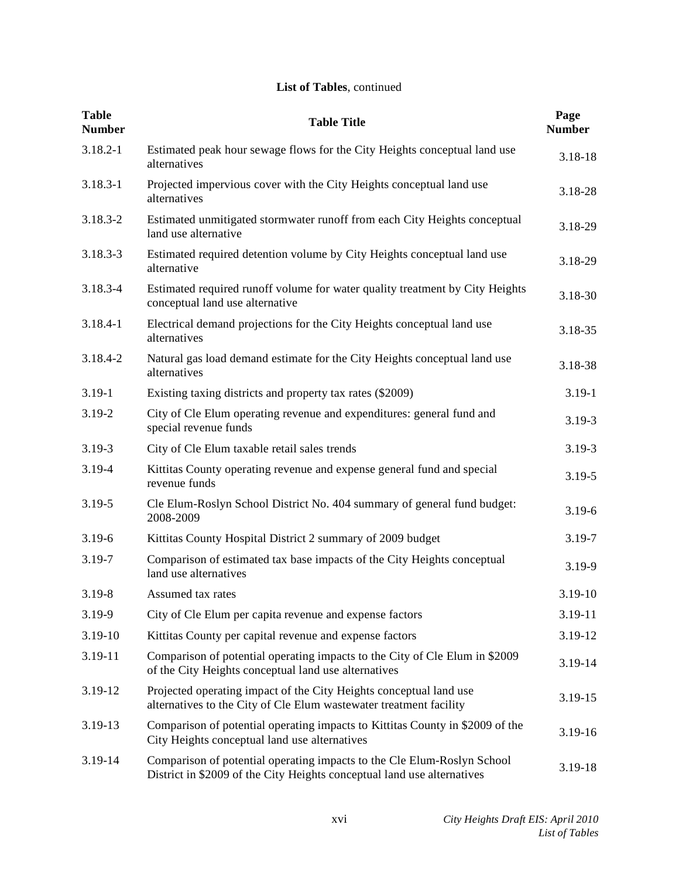**List of Tables**, continued

| Table Number | Table Title | Page Number |
|---|---|---|
| 3.18.2-1 | Estimated peak hour sewage flows for the City Heights conceptual land use alternatives | 3.18-18 |
| 3.18.3-1 | Projected impervious cover with the City Heights conceptual land use alternatives | 3.18-28 |
| 3.18.3-2 | Estimated unmitigated stormwater runoff from each City Heights conceptual land use alternative | 3.18-29 |
| 3.18.3-3 | Estimated required detention volume by City Heights conceptual land use alternative | 3.18-29 |
| 3.18.3-4 | Estimated required runoff volume for water quality treatment by City Heights conceptual land use alternative | 3.18-30 |
| 3.18.4-1 | Electrical demand projections for the City Heights conceptual land use alternatives | 3.18-35 |
| 3.18.4-2 | Natural gas load demand estimate for the City Heights conceptual land use alternatives | 3.18-38 |
| 3.19-1 | Existing taxing districts and property tax rates ($2009) | 3.19-1 |
| 3.19-2 | City of Cle Elum operating revenue and expenditures: general fund and special revenue funds | 3.19-3 |
| 3.19-3 | City of Cle Elum taxable retail sales trends | 3.19-3 |
| 3.19-4 | Kittitas County operating revenue and expense general fund and special revenue funds | 3.19-5 |
| 3.19-5 | Cle Elum-Roslyn School District No. 404 summary of general fund budget: 2008-2009 | 3.19-6 |
| 3.19-6 | Kittitas County Hospital District 2 summary of 2009 budget | 3.19-7 |
| 3.19-7 | Comparison of estimated tax base impacts of the City Heights conceptual land use alternatives | 3.19-9 |
| 3.19-8 | Assumed tax rates | 3.19-10 |
| 3.19-9 | City of Cle Elum per capita revenue and expense factors | 3.19-11 |
| 3.19-10 | Kittitas County per capital revenue and expense factors | 3.19-12 |
| 3.19-11 | Comparison of potential operating impacts to the City of Cle Elum in $2009 of the City Heights conceptual land use alternatives | 3.19-14 |
| 3.19-12 | Projected operating impact of the City Heights conceptual land use alternatives to the City of Cle Elum wastewater treatment facility | 3.19-15 |
| 3.19-13 | Comparison of potential operating impacts to Kittitas County in $2009 of the City Heights conceptual land use alternatives | 3.19-16 |
| 3.19-14 | Comparison of potential operating impacts to the Cle Elum-Roslyn School District in $2009 of the City Heights conceptual land use alternatives | 3.19-18 |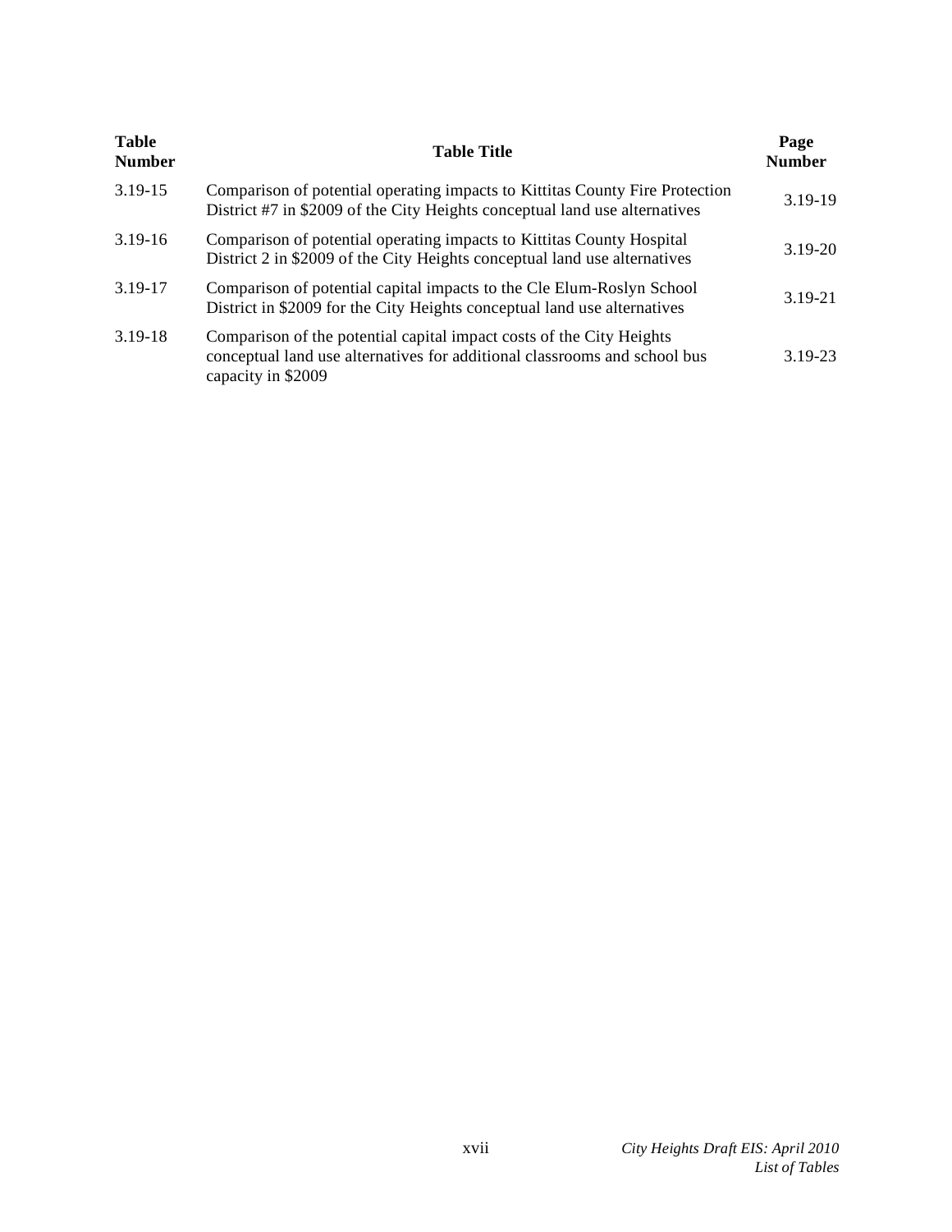| Table Number | Table Title | Page Number |
|---|---|---|
| 3.19-15 | Comparison of potential operating impacts to Kittitas County Fire Protection District #7 in $2009 of the City Heights conceptual land use alternatives | 3.19-19 |
| 3.19-16 | Comparison of potential operating impacts to Kittitas County Hospital District 2 in $2009 of the City Heights conceptual land use alternatives | 3.19-20 |
| 3.19-17 | Comparison of potential capital impacts to the Cle Elum-Roslyn School District in $2009 for the City Heights conceptual land use alternatives | 3.19-21 |
| 3.19-18 | Comparison of the potential capital impact costs of the City Heights conceptual land use alternatives for additional classrooms and school bus capacity in $2009 | 3.19-23 |